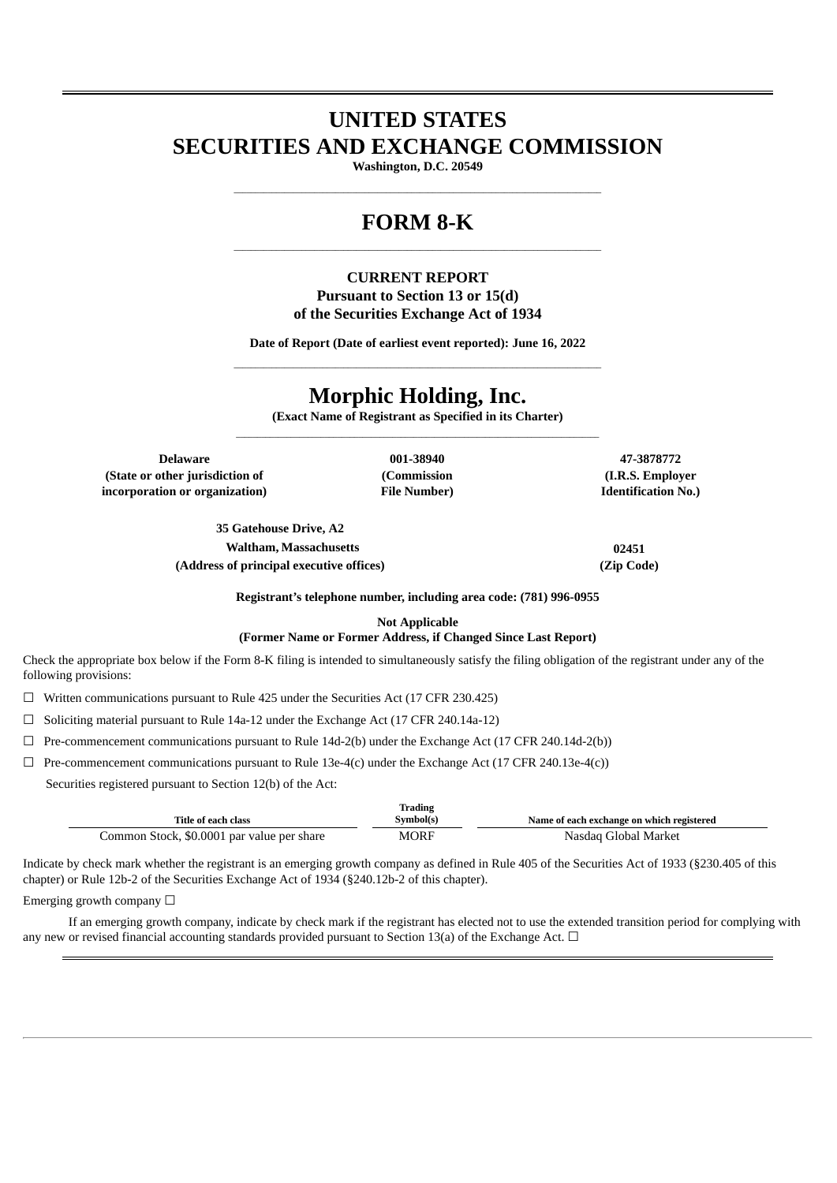# UNITED STATES
# SECURITIES AND EXCHANGE COMMISSION

**Washington, D.C. 20549**

# FORM 8-K

**CURRENT REPORT**
**Pursuant to Section 13 or 15(d)**
**of the Securities Exchange Act of 1934**

**Date of Report (Date of earliest event reported): June 16, 2022**

# Morphic Holding, Inc.

**(Exact Name of Registrant as Specified in its Charter)**

| Delaware | 001-38940 | 47-3878772 |
|---|---|---|
| (State or other jurisdiction of incorporation or organization) | (Commission File Number) | (I.R.S. Employer Identification No.) |

| 35 Gatehouse Drive, A2 Waltham, Massachusetts | 02451 |
|---|---|
| (Address of principal executive offices) | (Zip Code) |

**Registrant's telephone number, including area code: (781) 996-0955**

**Not Applicable**
**(Former Name or Former Address, if Changed Since Last Report)**

Check the appropriate box below if the Form 8-K filing is intended to simultaneously satisfy the filing obligation of the registrant under any of the following provisions:

☐ Written communications pursuant to Rule 425 under the Securities Act (17 CFR 230.425)

☐ Soliciting material pursuant to Rule 14a-12 under the Exchange Act (17 CFR 240.14a-12)

☐ Pre-commencement communications pursuant to Rule 14d-2(b) under the Exchange Act (17 CFR 240.14d-2(b))

☐ Pre-commencement communications pursuant to Rule 13e-4(c) under the Exchange Act (17 CFR 240.13e-4(c))

Securities registered pursuant to Section 12(b) of the Act:

| Title of each class | Trading Symbol(s) | Name of each exchange on which registered |
|---|---|---|
| Common Stock, $0.0001 par value per share | MORF | Nasdaq Global Market |

Indicate by check mark whether the registrant is an emerging growth company as defined in Rule 405 of the Securities Act of 1933 (§230.405 of this chapter) or Rule 12b-2 of the Securities Exchange Act of 1934 (§240.12b-2 of this chapter).

Emerging growth company ☐

If an emerging growth company, indicate by check mark if the registrant has elected not to use the extended transition period for complying with any new or revised financial accounting standards provided pursuant to Section 13(a) of the Exchange Act. ☐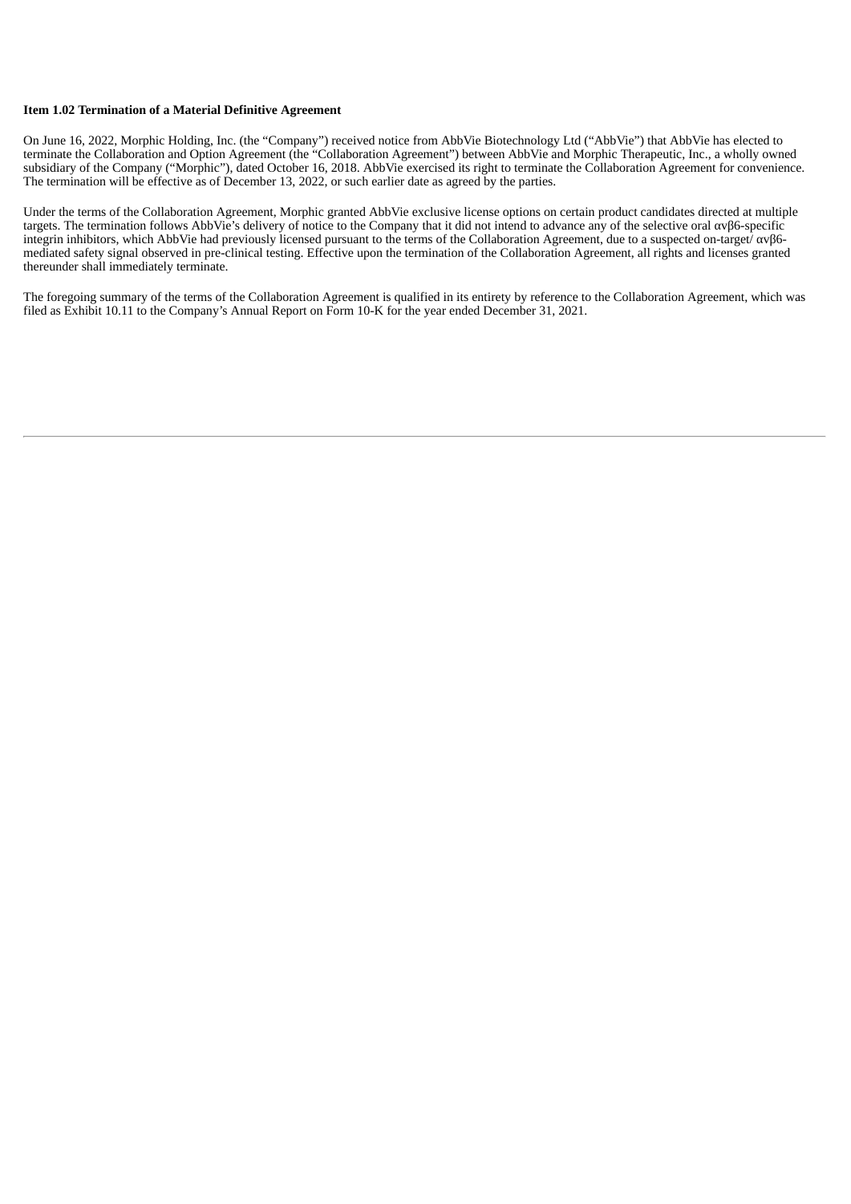**Item 1.02 Termination of a Material Definitive Agreement**

On June 16, 2022, Morphic Holding, Inc. (the "Company") received notice from AbbVie Biotechnology Ltd ("AbbVie") that AbbVie has elected to terminate the Collaboration and Option Agreement (the "Collaboration Agreement") between AbbVie and Morphic Therapeutic, Inc., a wholly owned subsidiary of the Company ("Morphic"), dated October 16, 2018. AbbVie exercised its right to terminate the Collaboration Agreement for convenience. The termination will be effective as of December 13, 2022, or such earlier date as agreed by the parties.

Under the terms of the Collaboration Agreement, Morphic granted AbbVie exclusive license options on certain product candidates directed at multiple targets. The termination follows AbbVie's delivery of notice to the Company that it did not intend to advance any of the selective oral αvβ6-specific integrin inhibitors, which AbbVie had previously licensed pursuant to the terms of the Collaboration Agreement, due to a suspected on-target/ αvβ6-mediated safety signal observed in pre-clinical testing. Effective upon the termination of the Collaboration Agreement, all rights and licenses granted thereunder shall immediately terminate.

The foregoing summary of the terms of the Collaboration Agreement is qualified in its entirety by reference to the Collaboration Agreement, which was filed as Exhibit 10.11 to the Company's Annual Report on Form 10-K for the year ended December 31, 2021.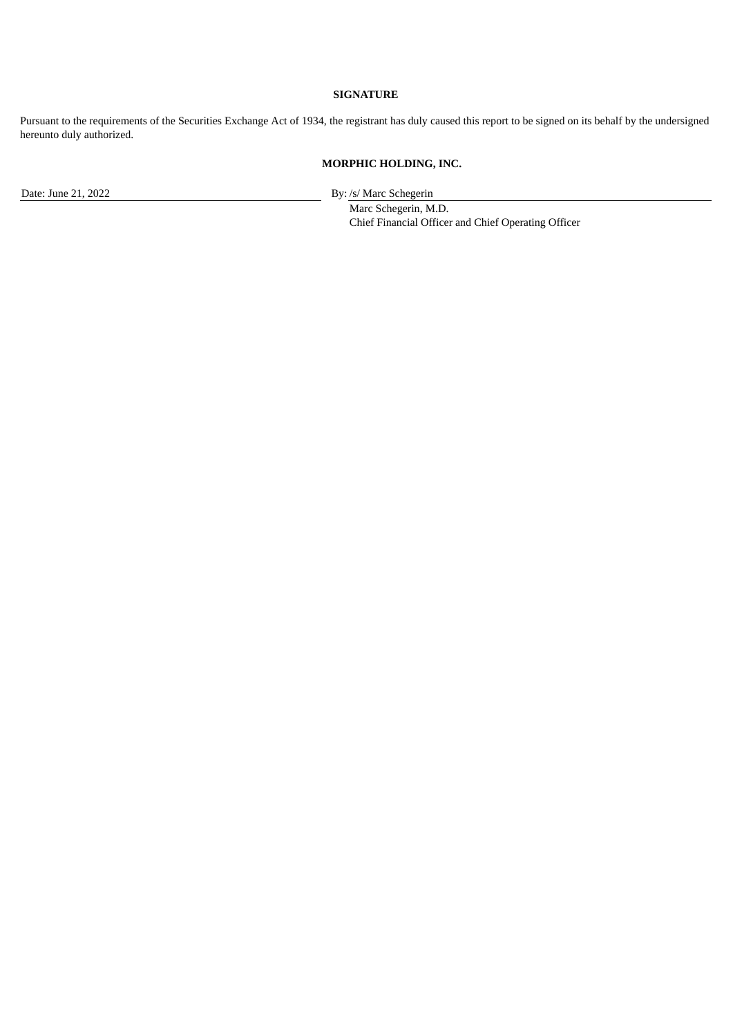**SIGNATURE**

Pursuant to the requirements of the Securities Exchange Act of 1934, the registrant has duly caused this report to be signed on its behalf by the undersigned hereunto duly authorized.

**MORPHIC HOLDING, INC.**

Date: June 21, 2022

By: /s/ Marc Schegerin
Marc Schegerin, M.D.
Chief Financial Officer and Chief Operating Officer